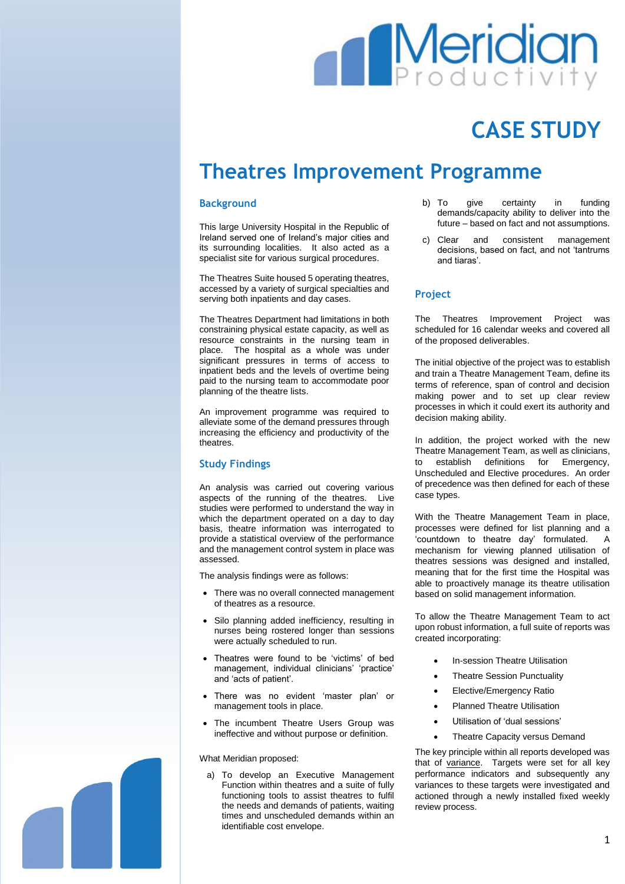# CASE STUDY

## Theatres Improvement Programme

### Background

This large University Hospital in the Republic of Ireland served one of Ireland's major cities and its surrounding localities. It also acted as a specialist site for various surgical procedures.

The Theatres Suite housed 5 operating theatres, accessed by a variety of surgical specialties and serving both inpatients and day cases.

The Theatres Department had limitations in both constraining physical estate capacity, as well as resource constraints in the nursing team in place. The hospital as a whole was under significant pressures in terms of access to inpatient beds and the levels of overtime being paid to the nursing team to accommodate poor planning of the theatre lists.

An improvement programme was required to alleviate some of the demand pressures through increasing the efficiency and productivity of the theatres.

### Study Findings

An analysis was carried out covering various aspects of the running of the theatres. Live studies were performed to understand the way in which the department operated on a day to day basis, theatre information was interrogated to provide a statistical overview of the performance and the management control system in place was assessed.

The analysis findings were as follows:

- There was no overall connected management of theatres as a resource.
- Silo planning added inefficiency, resulting in nurses being rostered longer than sessions were actually scheduled to run.
- Theatres were found to be 'victims' of bed management, individual clinicians' 'practice' and 'acts of patient'.
- There was no evident 'master plan' or management tools in place.
- The incumbent Theatre Users Group was ineffective and without purpose or definition.

What Meridian proposed:

a) To develop an Executive Management Function within theatres and a suite of fully functioning tools to assist theatres to fulfil the needs and demands of patients, waiting times and unscheduled demands within an identifiable cost envelope.

b) To give certainty in funding demands/capacity ability to deliver into the future – based on fact and not assumptions.

c) Clear and consistent management decisions, based on fact, and not 'tantrums and tiaras'.

### Project

The Theatres Improvement Project was scheduled for 16 calendar weeks and covered all of the proposed deliverables.

The initial objective of the project was to establish and train a Theatre Management Team, define its terms of reference, span of control and decision making power and to set up clear review processes in which it could exert its authority and decision making ability.

In addition, the project worked with the new Theatre Management Team, as well as clinicians, to establish definitions for Emergency, Unscheduled and Elective procedures. An order of precedence was then defined for each of these case types.

With the Theatre Management Team in place, processes were defined for list planning and a 'countdown to theatre day' formulated. A mechanism for viewing planned utilisation of theatres sessions was designed and installed, meaning that for the first time the Hospital was able to proactively manage its theatre utilisation based on solid management information.

To allow the Theatre Management Team to act upon robust information, a full suite of reports was created incorporating:

- In-session Theatre Utilisation
- Theatre Session Punctuality
- Elective/Emergency Ratio
- Planned Theatre Utilisation
- Utilisation of 'dual sessions'
- Theatre Capacity versus Demand

The key principle within all reports developed was that of variance. Targets were set for all key performance indicators and subsequently any variances to these targets were investigated and actioned through a newly installed fixed weekly review process.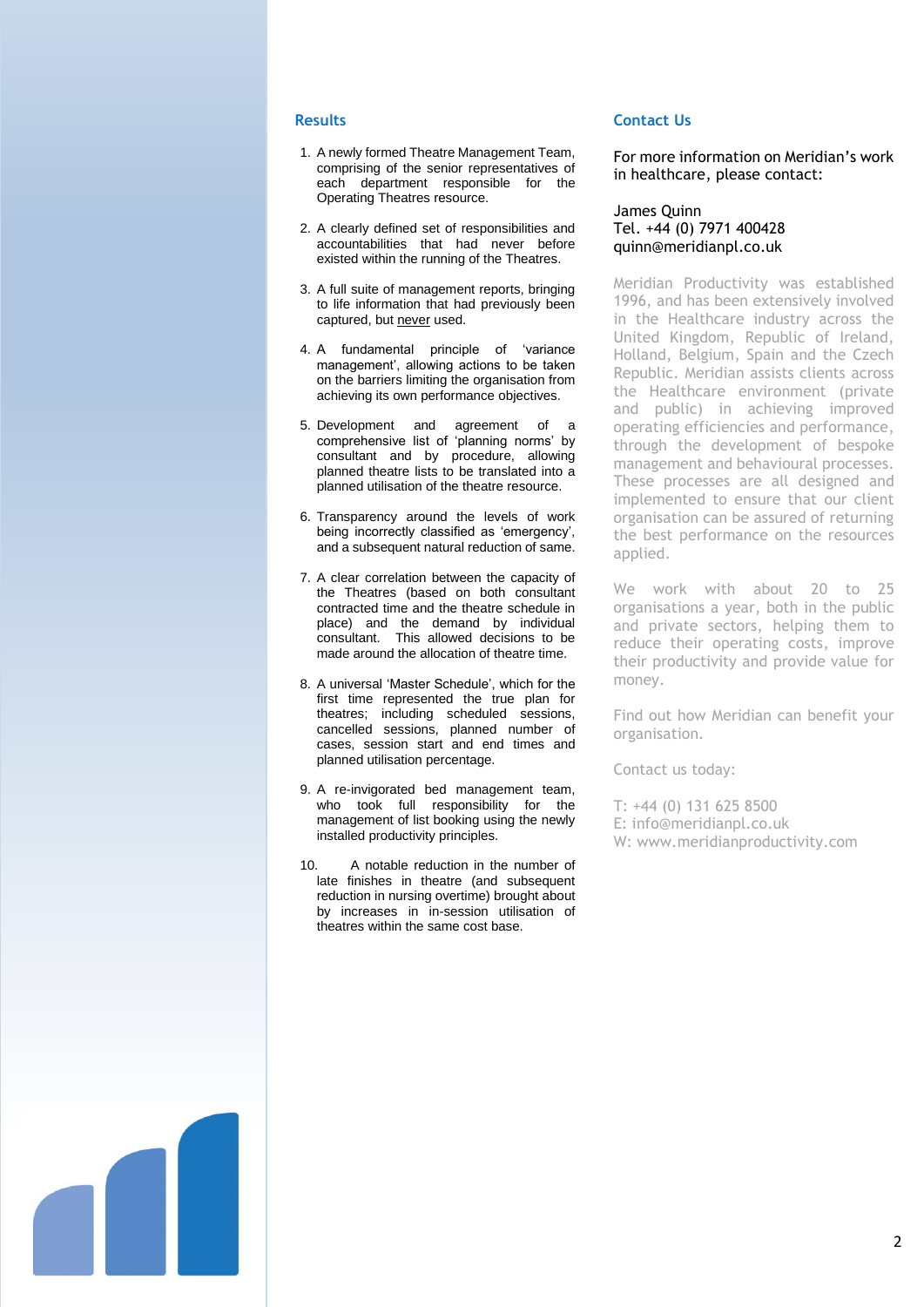## Results

1. A newly formed Theatre Management Team, comprising of the senior representatives of each department responsible for the Operating Theatres resource.

2. A clearly defined set of responsibilities and accountabilities that had never before existed within the running of the Theatres.

3. A full suite of management reports, bringing to life information that had previously been captured, but never used.

4. A fundamental principle of 'variance management', allowing actions to be taken on the barriers limiting the organisation from achieving its own performance objectives.

5. Development and agreement of a comprehensive list of 'planning norms' by consultant and by procedure, allowing planned theatre lists to be translated into a planned utilisation of the theatre resource.

6. Transparency around the levels of work being incorrectly classified as 'emergency', and a subsequent natural reduction of same.

7. A clear correlation between the capacity of the Theatres (based on both consultant contracted time and the theatre schedule in place) and the demand by individual consultant. This allowed decisions to be made around the allocation of theatre time.

8. A universal 'Master Schedule', which for the first time represented the true plan for theatres; including scheduled sessions, cancelled sessions, planned number of cases, session start and end times and planned utilisation percentage.

9. A re-invigorated bed management team, who took full responsibility for the management of list booking using the newly installed productivity principles.

10. A notable reduction in the number of late finishes in theatre (and subsequent reduction in nursing overtime) brought about by increases in in-session utilisation of theatres within the same cost base.

## Contact Us

For more information on Meridian's work in healthcare, please contact:

James Quinn
Tel. +44 (0) 7971 400428
quinn@meridianpl.co.uk

Meridian Productivity was established 1996, and has been extensively involved in the Healthcare industry across the United Kingdom, Republic of Ireland, Holland, Belgium, Spain and the Czech Republic. Meridian assists clients across the Healthcare environment (private and public) in achieving improved operating efficiencies and performance, through the development of bespoke management and behavioural processes. These processes are all designed and implemented to ensure that our client organisation can be assured of returning the best performance on the resources applied.

We work with about 20 to 25 organisations a year, both in the public and private sectors, helping them to reduce their operating costs, improve their productivity and provide value for money.

Find out how Meridian can benefit your organisation.

Contact us today:

T: +44 (0) 131 625 8500
E: info@meridianpl.co.uk
W: www.meridianproductivity.com